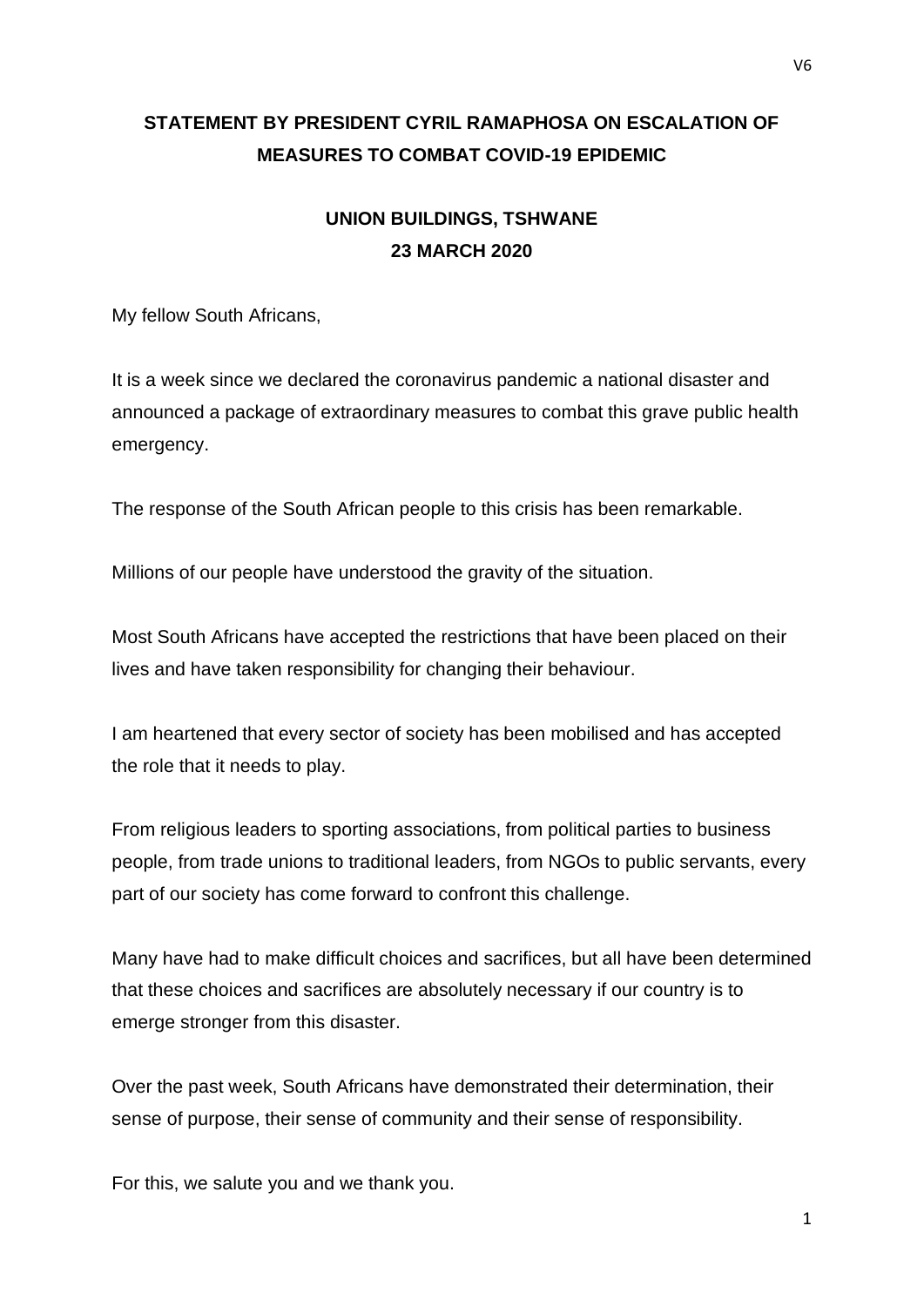# STATEMENT BY PRESIDENT CYRIL RAMAPHOSA ON ESCALATION OF MEASURES TO COMBAT COVID-19 EPIDEMIC

## UNION BUILDINGS, TSHWANE
## 23 MARCH 2020

My fellow South Africans,

It is a week since we declared the coronavirus pandemic a national disaster and announced a package of extraordinary measures to combat this grave public health emergency.

The response of the South African people to this crisis has been remarkable.

Millions of our people have understood the gravity of the situation.

Most South Africans have accepted the restrictions that have been placed on their lives and have taken responsibility for changing their behaviour.

I am heartened that every sector of society has been mobilised and has accepted the role that it needs to play.

From religious leaders to sporting associations, from political parties to business people, from trade unions to traditional leaders, from NGOs to public servants, every part of our society has come forward to confront this challenge.

Many have had to make difficult choices and sacrifices, but all have been determined that these choices and sacrifices are absolutely necessary if our country is to emerge stronger from this disaster.

Over the past week, South Africans have demonstrated their determination, their sense of purpose, their sense of community and their sense of responsibility.

For this, we salute you and we thank you.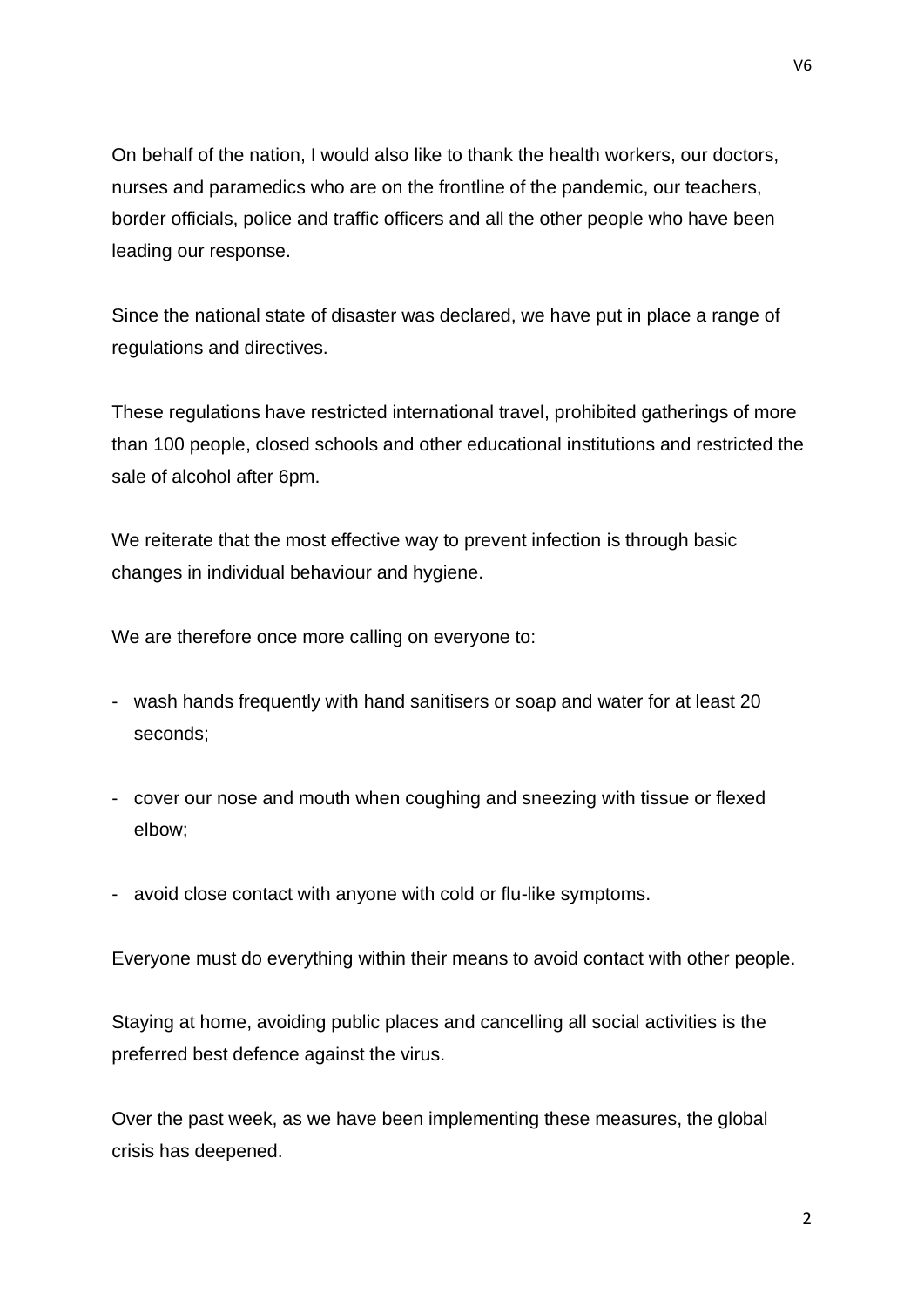On behalf of the nation, I would also like to thank the health workers, our doctors, nurses and paramedics who are on the frontline of the pandemic, our teachers, border officials, police and traffic officers and all the other people who have been leading our response.

Since the national state of disaster was declared, we have put in place a range of regulations and directives.

These regulations have restricted international travel, prohibited gatherings of more than 100 people, closed schools and other educational institutions and restricted the sale of alcohol after 6pm.

We reiterate that the most effective way to prevent infection is through basic changes in individual behaviour and hygiene.

We are therefore once more calling on everyone to:

- wash hands frequently with hand sanitisers or soap and water for at least 20 seconds;
- cover our nose and mouth when coughing and sneezing with tissue or flexed elbow;
- avoid close contact with anyone with cold or flu-like symptoms.

Everyone must do everything within their means to avoid contact with other people.

Staying at home, avoiding public places and cancelling all social activities is the preferred best defence against the virus.

Over the past week, as we have been implementing these measures, the global crisis has deepened.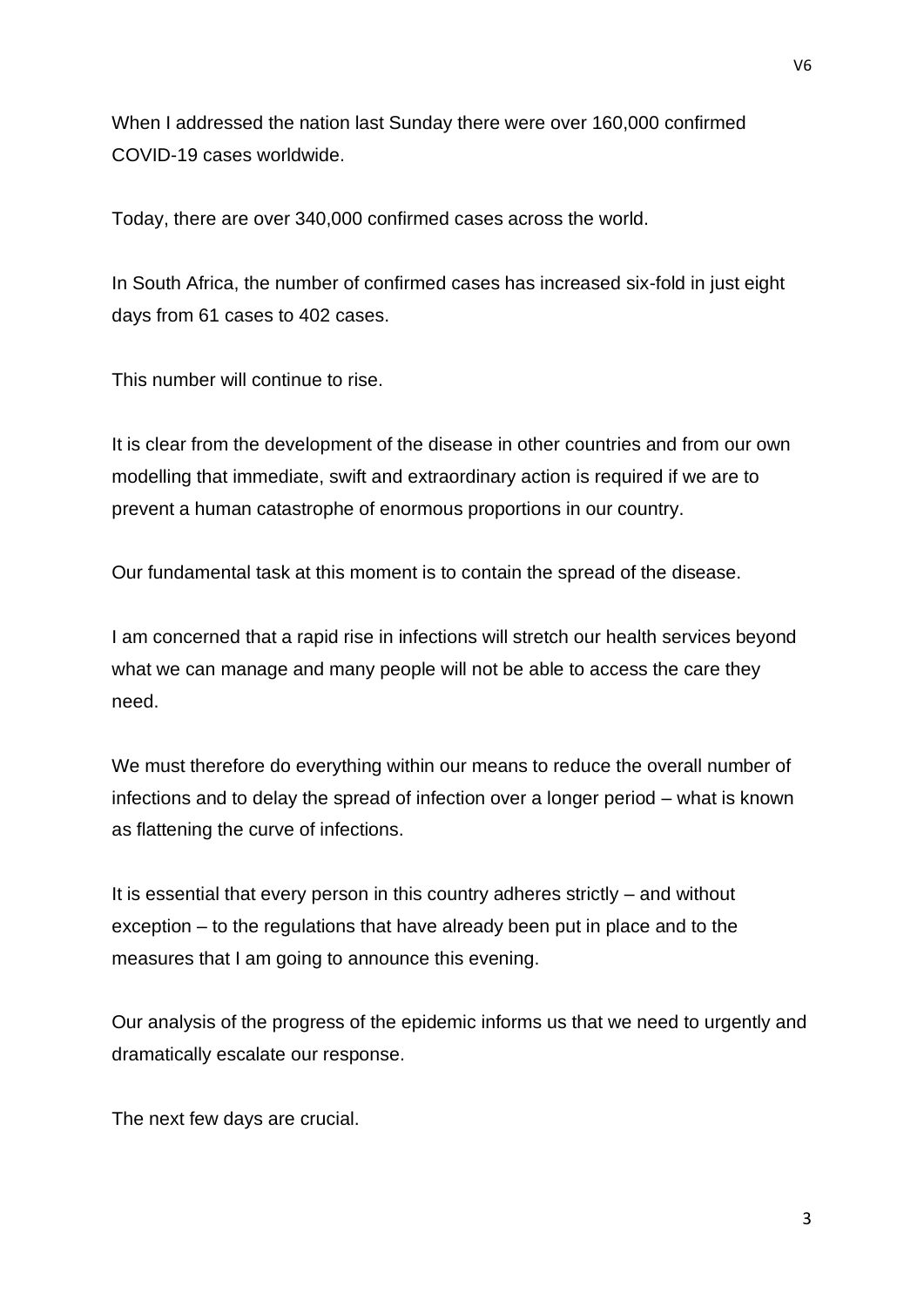When I addressed the nation last Sunday there were over 160,000 confirmed COVID-19 cases worldwide.

Today, there are over 340,000 confirmed cases across the world.

In South Africa, the number of confirmed cases has increased six-fold in just eight days from 61 cases to 402 cases.

This number will continue to rise.

It is clear from the development of the disease in other countries and from our own modelling that immediate, swift and extraordinary action is required if we are to prevent a human catastrophe of enormous proportions in our country.

Our fundamental task at this moment is to contain the spread of the disease.

I am concerned that a rapid rise in infections will stretch our health services beyond what we can manage and many people will not be able to access the care they need.

We must therefore do everything within our means to reduce the overall number of infections and to delay the spread of infection over a longer period – what is known as flattening the curve of infections.

It is essential that every person in this country adheres strictly – and without exception – to the regulations that have already been put in place and to the measures that I am going to announce this evening.

Our analysis of the progress of the epidemic informs us that we need to urgently and dramatically escalate our response.

The next few days are crucial.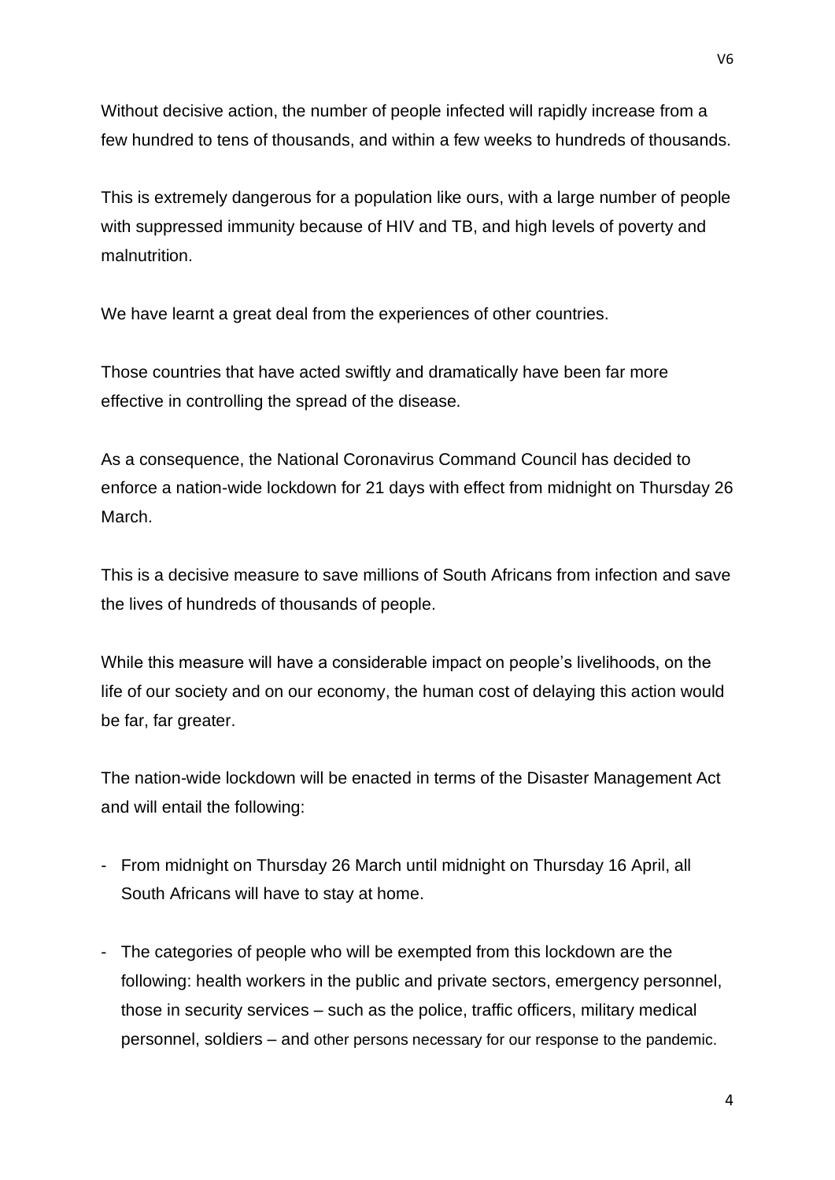Without decisive action, the number of people infected will rapidly increase from a few hundred to tens of thousands, and within a few weeks to hundreds of thousands.

This is extremely dangerous for a population like ours, with a large number of people with suppressed immunity because of HIV and TB, and high levels of poverty and malnutrition.

We have learnt a great deal from the experiences of other countries.

Those countries that have acted swiftly and dramatically have been far more effective in controlling the spread of the disease.

As a consequence, the National Coronavirus Command Council has decided to enforce a nation-wide lockdown for 21 days with effect from midnight on Thursday 26 March.

This is a decisive measure to save millions of South Africans from infection and save the lives of hundreds of thousands of people.

While this measure will have a considerable impact on people's livelihoods, on the life of our society and on our economy, the human cost of delaying this action would be far, far greater.

The nation-wide lockdown will be enacted in terms of the Disaster Management Act and will entail the following:

- From midnight on Thursday 26 March until midnight on Thursday 16 April, all South Africans will have to stay at home.
- The categories of people who will be exempted from this lockdown are the following: health workers in the public and private sectors, emergency personnel, those in security services – such as the police, traffic officers, military medical personnel, soldiers – and other persons necessary for our response to the pandemic.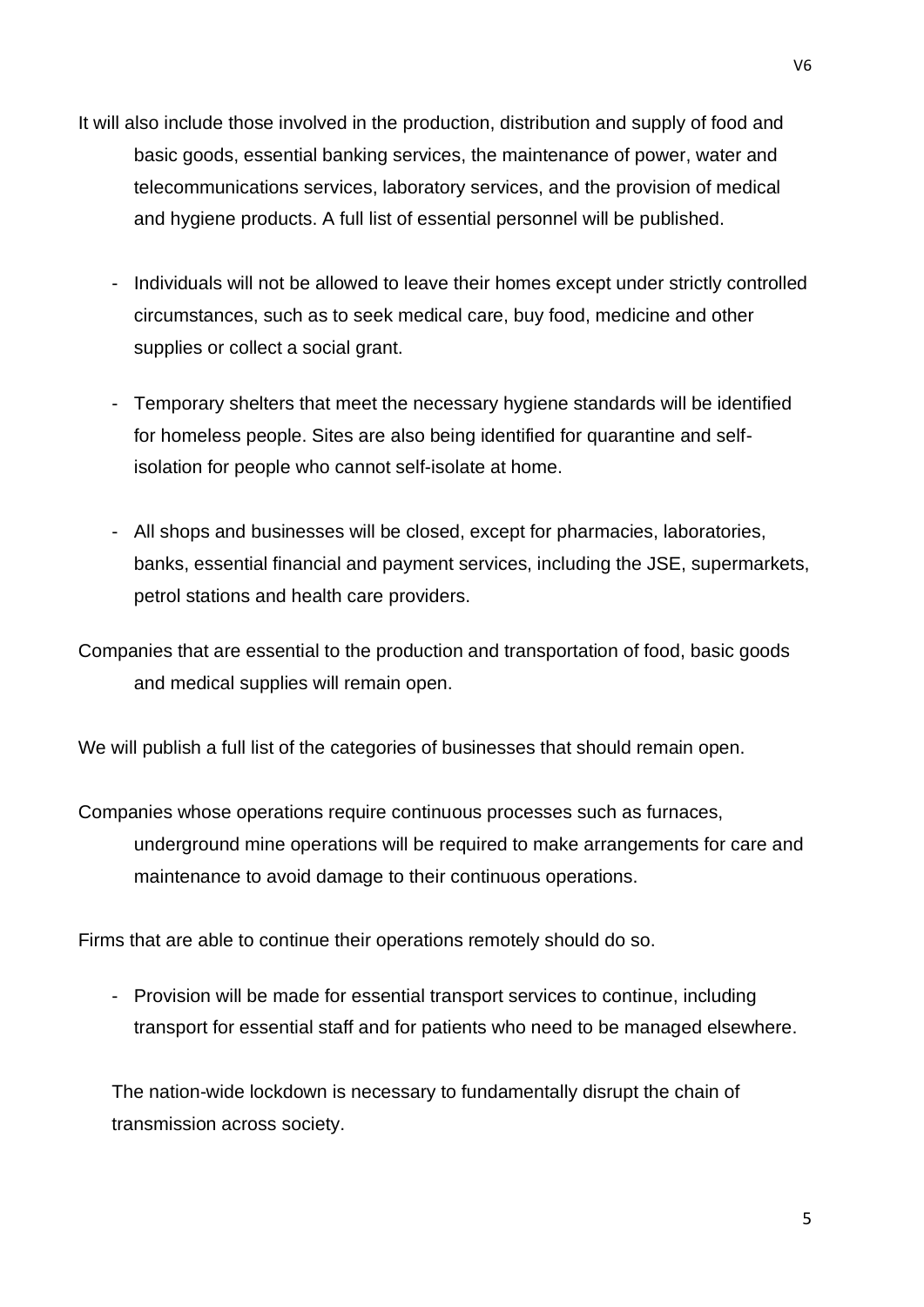It will also include those involved in the production, distribution and supply of food and basic goods, essential banking services, the maintenance of power, water and telecommunications services, laboratory services, and the provision of medical and hygiene products. A full list of essential personnel will be published.

- Individuals will not be allowed to leave their homes except under strictly controlled circumstances, such as to seek medical care, buy food, medicine and other supplies or collect a social grant.

- Temporary shelters that meet the necessary hygiene standards will be identified for homeless people. Sites are also being identified for quarantine and self-isolation for people who cannot self-isolate at home.

- All shops and businesses will be closed, except for pharmacies, laboratories, banks, essential financial and payment services, including the JSE, supermarkets, petrol stations and health care providers.

Companies that are essential to the production and transportation of food, basic goods and medical supplies will remain open.

We will publish a full list of the categories of businesses that should remain open.

Companies whose operations require continuous processes such as furnaces, underground mine operations will be required to make arrangements for care and maintenance to avoid damage to their continuous operations.

Firms that are able to continue their operations remotely should do so.

- Provision will be made for essential transport services to continue, including transport for essential staff and for patients who need to be managed elsewhere.

The nation-wide lockdown is necessary to fundamentally disrupt the chain of transmission across society.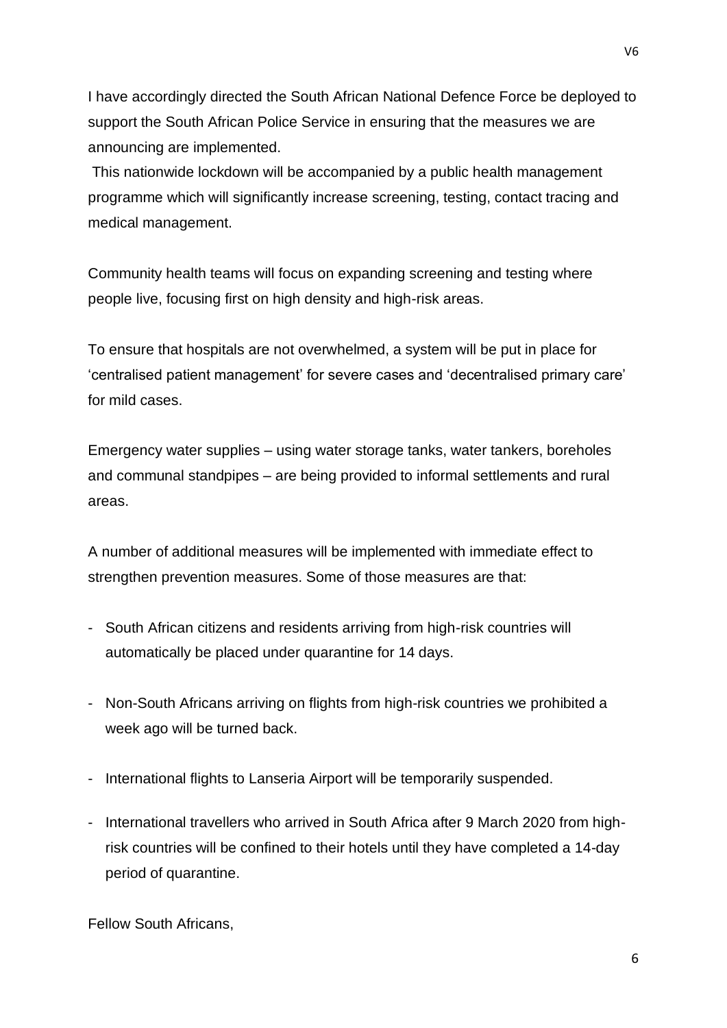I have accordingly directed the South African National Defence Force be deployed to support the South African Police Service in ensuring that the measures we are announcing are implemented.

This nationwide lockdown will be accompanied by a public health management programme which will significantly increase screening, testing, contact tracing and medical management.

Community health teams will focus on expanding screening and testing where people live, focusing first on high density and high-risk areas.

To ensure that hospitals are not overwhelmed, a system will be put in place for 'centralised patient management' for severe cases and 'decentralised primary care' for mild cases.

Emergency water supplies – using water storage tanks, water tankers, boreholes and communal standpipes – are being provided to informal settlements and rural areas.

A number of additional measures will be implemented with immediate effect to strengthen prevention measures. Some of those measures are that:

- South African citizens and residents arriving from high-risk countries will automatically be placed under quarantine for 14 days.

- Non-South Africans arriving on flights from high-risk countries we prohibited a week ago will be turned back.

- International flights to Lanseria Airport will be temporarily suspended.

- International travellers who arrived in South Africa after 9 March 2020 from high-risk countries will be confined to their hotels until they have completed a 14-day period of quarantine.

Fellow South Africans,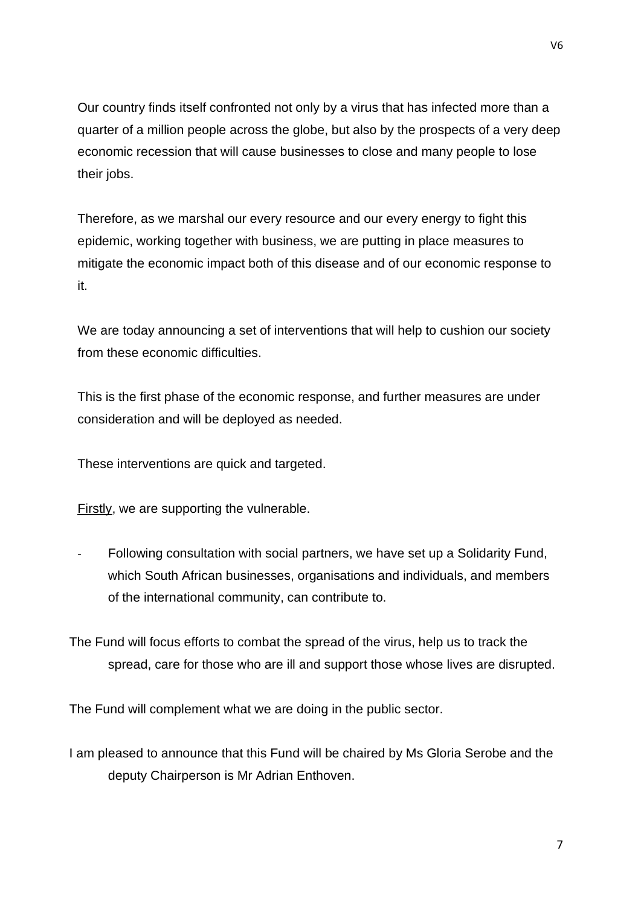Our country finds itself confronted not only by a virus that has infected more than a quarter of a million people across the globe, but also by the prospects of a very deep economic recession that will cause businesses to close and many people to lose their jobs.

Therefore, as we marshal our every resource and our every energy to fight this epidemic, working together with business, we are putting in place measures to mitigate the economic impact both of this disease and of our economic response to it.

We are today announcing a set of interventions that will help to cushion our society from these economic difficulties.

This is the first phase of the economic response, and further measures are under consideration and will be deployed as needed.

These interventions are quick and targeted.

<u>Firstly</u>, we are supporting the vulnerable.

- Following consultation with social partners, we have set up a Solidarity Fund, which South African businesses, organisations and individuals, and members of the international community, can contribute to.

The Fund will focus efforts to combat the spread of the virus, help us to track the spread, care for those who are ill and support those whose lives are disrupted.

The Fund will complement what we are doing in the public sector.

I am pleased to announce that this Fund will be chaired by Ms Gloria Serobe and the deputy Chairperson is Mr Adrian Enthoven.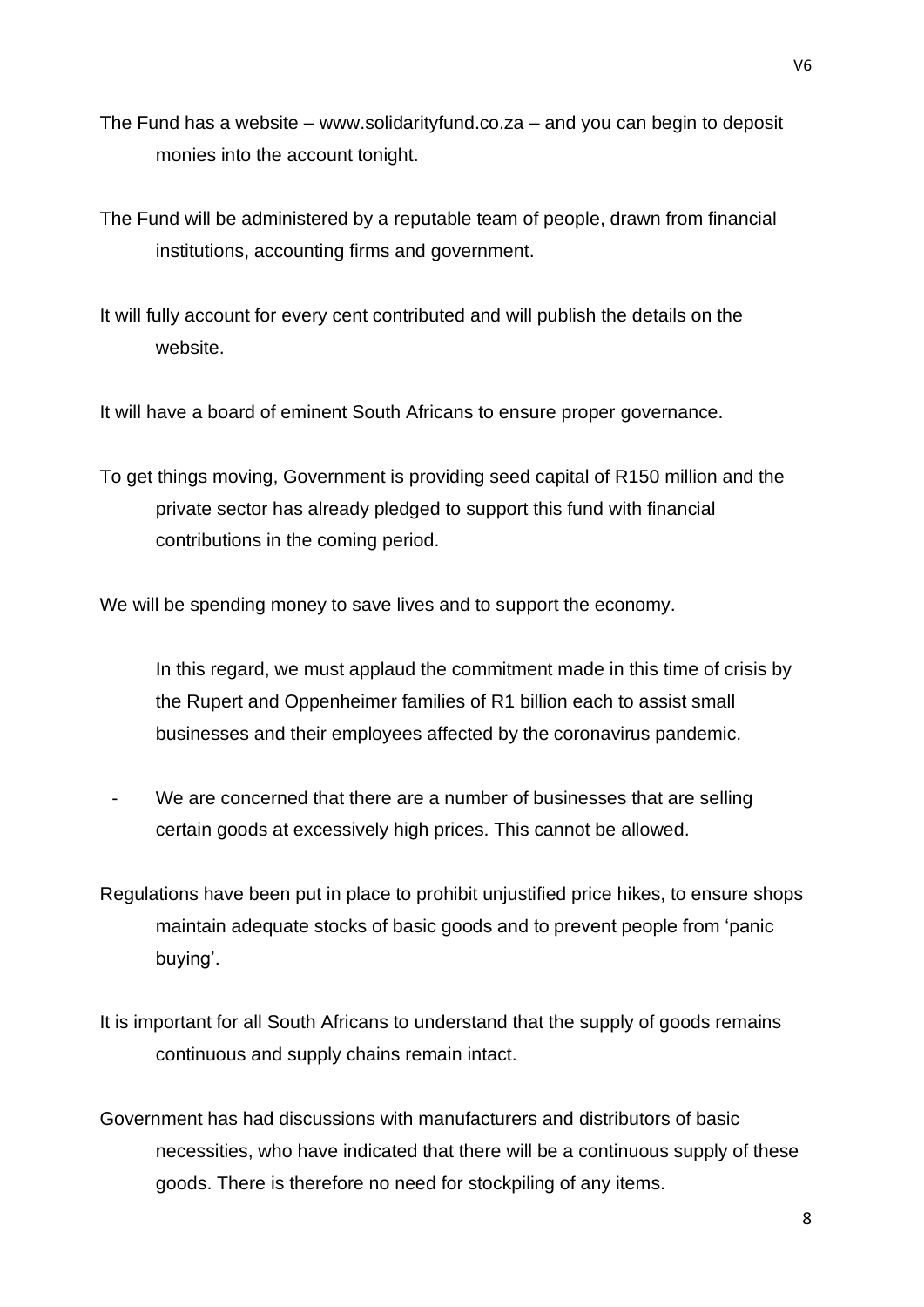The Fund has a website – www.solidarityfund.co.za – and you can begin to deposit monies into the account tonight.

The Fund will be administered by a reputable team of people, drawn from financial institutions, accounting firms and government.

It will fully account for every cent contributed and will publish the details on the website.

It will have a board of eminent South Africans to ensure proper governance.

To get things moving, Government is providing seed capital of R150 million and the private sector has already pledged to support this fund with financial contributions in the coming period.

We will be spending money to save lives and to support the economy.

In this regard, we must applaud the commitment made in this time of crisis by the Rupert and Oppenheimer families of R1 billion each to assist small businesses and their employees affected by the coronavirus pandemic.

- We are concerned that there are a number of businesses that are selling certain goods at excessively high prices. This cannot be allowed.

Regulations have been put in place to prohibit unjustified price hikes, to ensure shops maintain adequate stocks of basic goods and to prevent people from 'panic buying'.

It is important for all South Africans to understand that the supply of goods remains continuous and supply chains remain intact.

Government has had discussions with manufacturers and distributors of basic necessities, who have indicated that there will be a continuous supply of these goods. There is therefore no need for stockpiling of any items.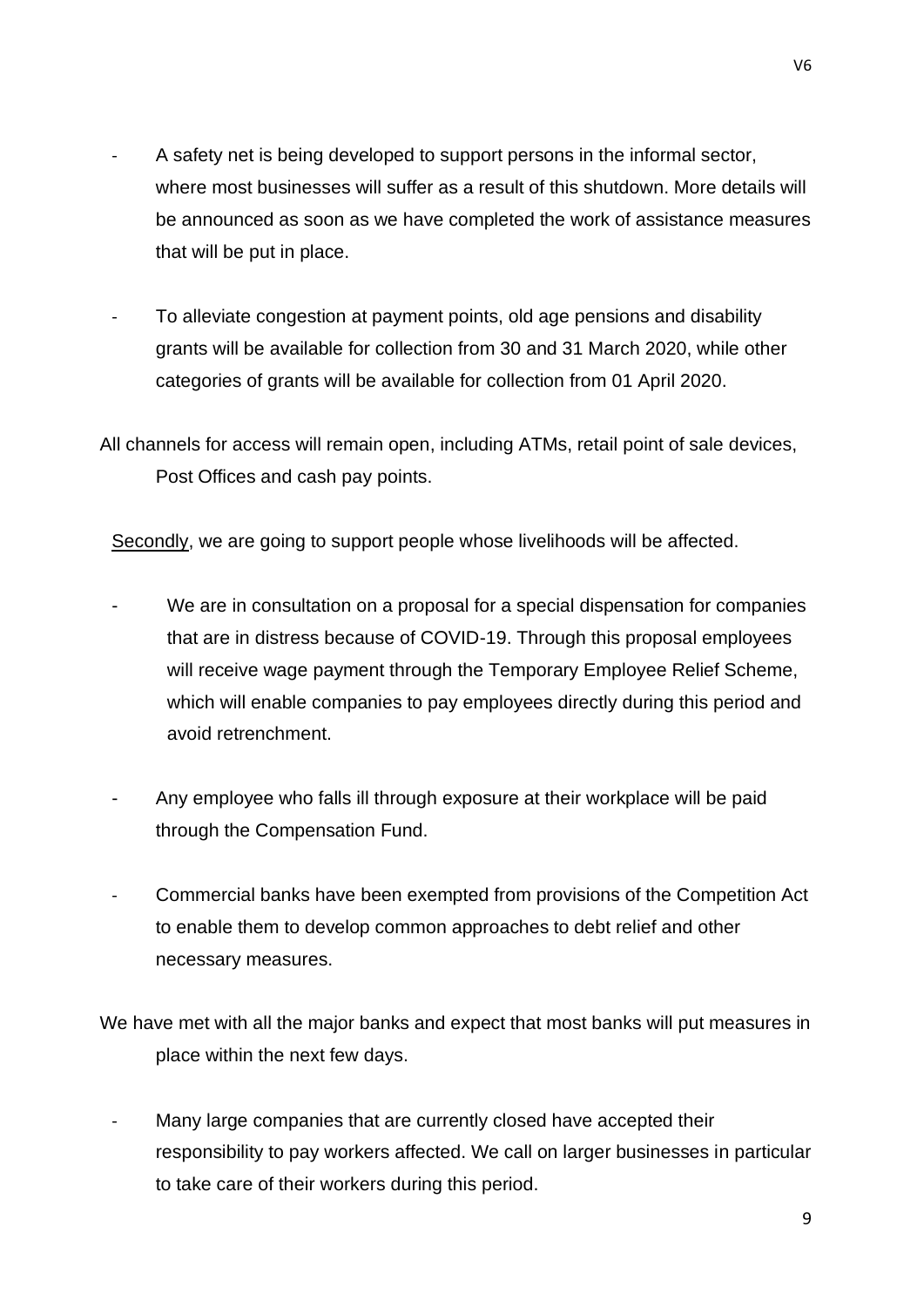- A safety net is being developed to support persons in the informal sector, where most businesses will suffer as a result of this shutdown. More details will be announced as soon as we have completed the work of assistance measures that will be put in place.

- To alleviate congestion at payment points, old age pensions and disability grants will be available for collection from 30 and 31 March 2020, while other categories of grants will be available for collection from 01 April 2020.

All channels for access will remain open, including ATMs, retail point of sale devices, Post Offices and cash pay points.

Secondly, we are going to support people whose livelihoods will be affected.

- We are in consultation on a proposal for a special dispensation for companies that are in distress because of COVID-19. Through this proposal employees will receive wage payment through the Temporary Employee Relief Scheme, which will enable companies to pay employees directly during this period and avoid retrenchment.

- Any employee who falls ill through exposure at their workplace will be paid through the Compensation Fund.

- Commercial banks have been exempted from provisions of the Competition Act to enable them to develop common approaches to debt relief and other necessary measures.

We have met with all the major banks and expect that most banks will put measures in place within the next few days.

- Many large companies that are currently closed have accepted their responsibility to pay workers affected. We call on larger businesses in particular to take care of their workers during this period.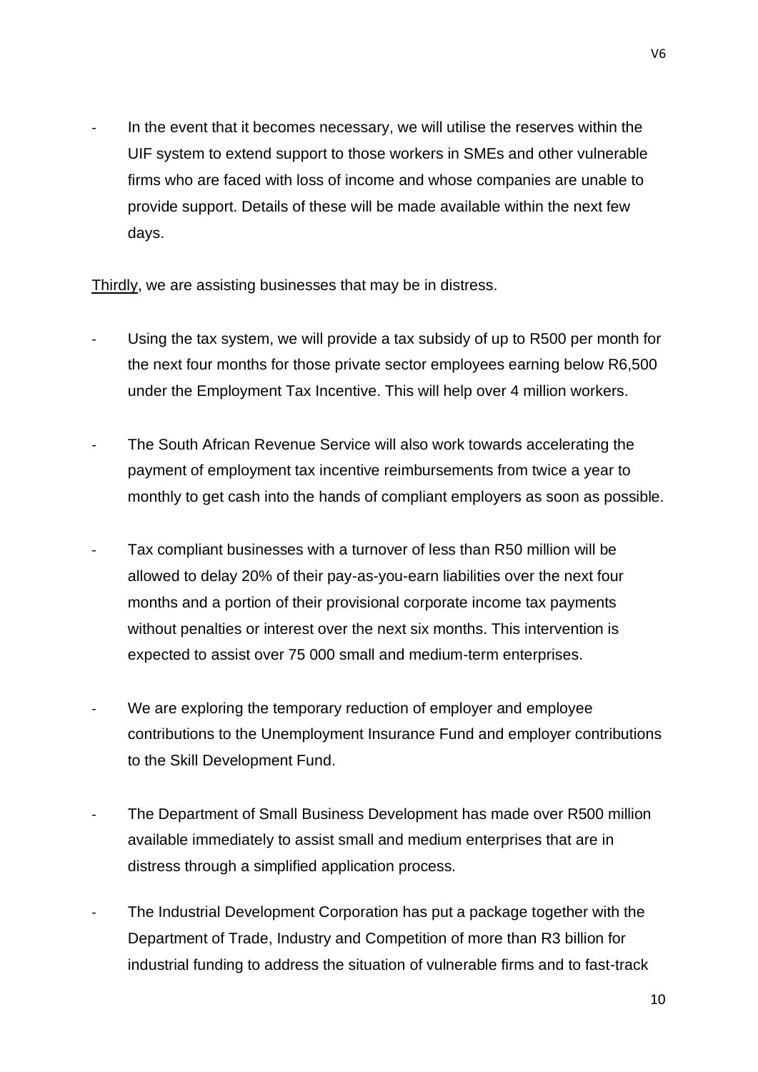- In the event that it becomes necessary, we will utilise the reserves within the UIF system to extend support to those workers in SMEs and other vulnerable firms who are faced with loss of income and whose companies are unable to provide support. Details of these will be made available within the next few days.

<u>Thirdly</u>, we are assisting businesses that may be in distress.

- Using the tax system, we will provide a tax subsidy of up to R500 per month for the next four months for those private sector employees earning below R6,500 under the Employment Tax Incentive. This will help over 4 million workers.

- The South African Revenue Service will also work towards accelerating the payment of employment tax incentive reimbursements from twice a year to monthly to get cash into the hands of compliant employers as soon as possible.

- Tax compliant businesses with a turnover of less than R50 million will be allowed to delay 20% of their pay-as-you-earn liabilities over the next four months and a portion of their provisional corporate income tax payments without penalties or interest over the next six months. This intervention is expected to assist over 75 000 small and medium-term enterprises.

- We are exploring the temporary reduction of employer and employee contributions to the Unemployment Insurance Fund and employer contributions to the Skill Development Fund.

- The Department of Small Business Development has made over R500 million available immediately to assist small and medium enterprises that are in distress through a simplified application process.

- The Industrial Development Corporation has put a package together with the Department of Trade, Industry and Competition of more than R3 billion for industrial funding to address the situation of vulnerable firms and to fast-track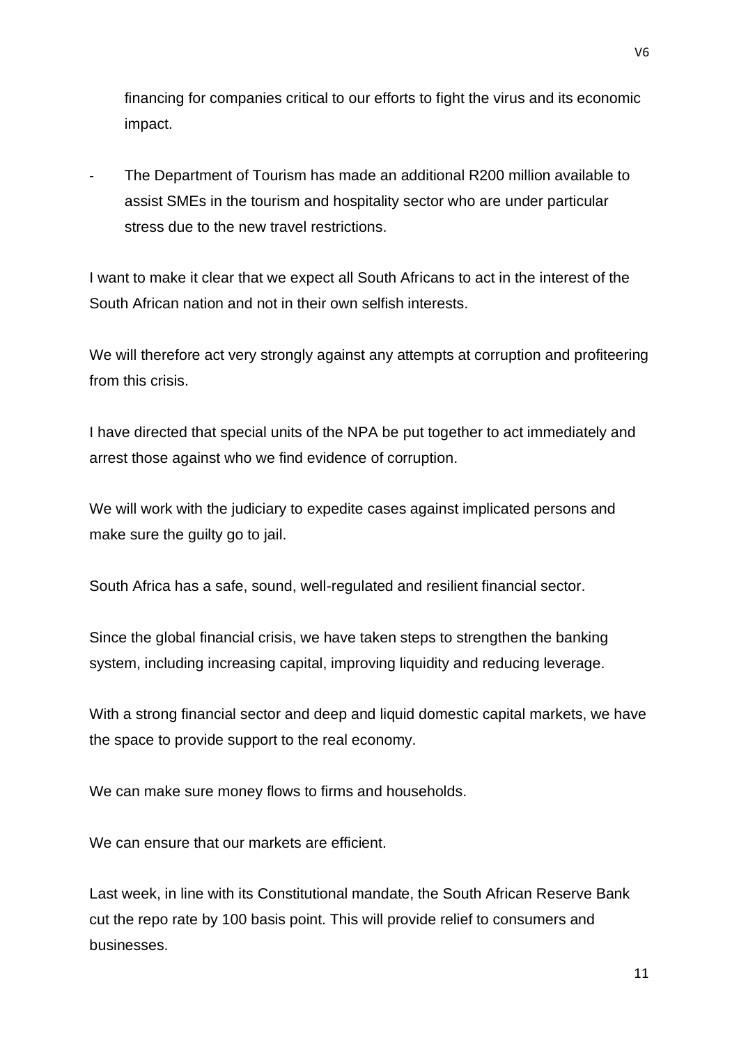financing for companies critical to our efforts to fight the virus and its economic impact.

- The Department of Tourism has made an additional R200 million available to assist SMEs in the tourism and hospitality sector who are under particular stress due to the new travel restrictions.

I want to make it clear that we expect all South Africans to act in the interest of the South African nation and not in their own selfish interests.

We will therefore act very strongly against any attempts at corruption and profiteering from this crisis.

I have directed that special units of the NPA be put together to act immediately and arrest those against who we find evidence of corruption.

We will work with the judiciary to expedite cases against implicated persons and make sure the guilty go to jail.

South Africa has a safe, sound, well-regulated and resilient financial sector.

Since the global financial crisis, we have taken steps to strengthen the banking system, including increasing capital, improving liquidity and reducing leverage.

With a strong financial sector and deep and liquid domestic capital markets, we have the space to provide support to the real economy.

We can make sure money flows to firms and households.

We can ensure that our markets are efficient.

Last week, in line with its Constitutional mandate, the South African Reserve Bank cut the repo rate by 100 basis point. This will provide relief to consumers and businesses.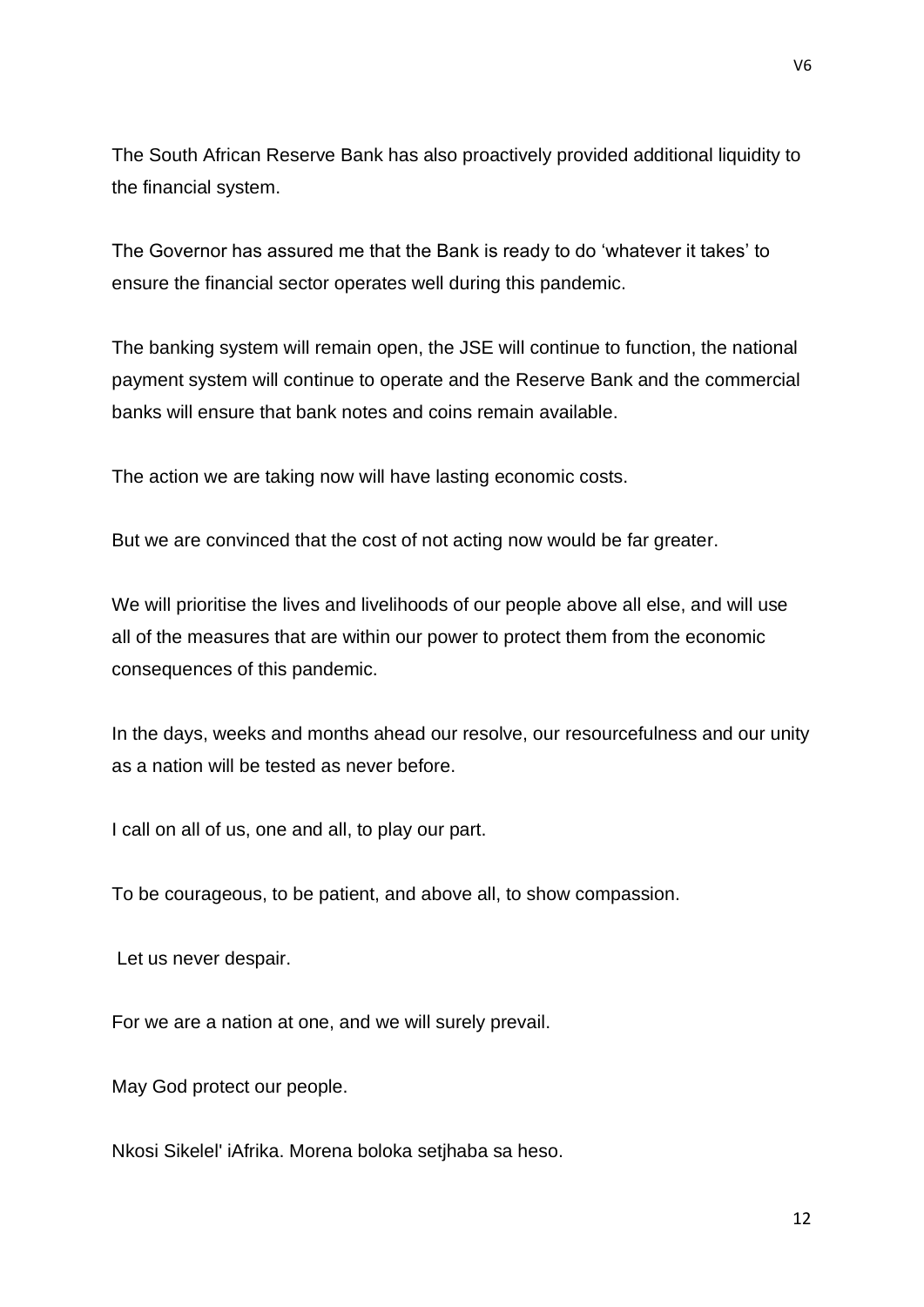The South African Reserve Bank has also proactively provided additional liquidity to the financial system.

The Governor has assured me that the Bank is ready to do 'whatever it takes' to ensure the financial sector operates well during this pandemic.

The banking system will remain open, the JSE will continue to function, the national payment system will continue to operate and the Reserve Bank and the commercial banks will ensure that bank notes and coins remain available.

The action we are taking now will have lasting economic costs.

But we are convinced that the cost of not acting now would be far greater.

We will prioritise the lives and livelihoods of our people above all else, and will use all of the measures that are within our power to protect them from the economic consequences of this pandemic.

In the days, weeks and months ahead our resolve, our resourcefulness and our unity as a nation will be tested as never before.

I call on all of us, one and all, to play our part.

To be courageous, to be patient, and above all, to show compassion.

Let us never despair.

For we are a nation at one, and we will surely prevail.

May God protect our people.

Nkosi Sikelel' iAfrika. Morena boloka setjhaba sa heso.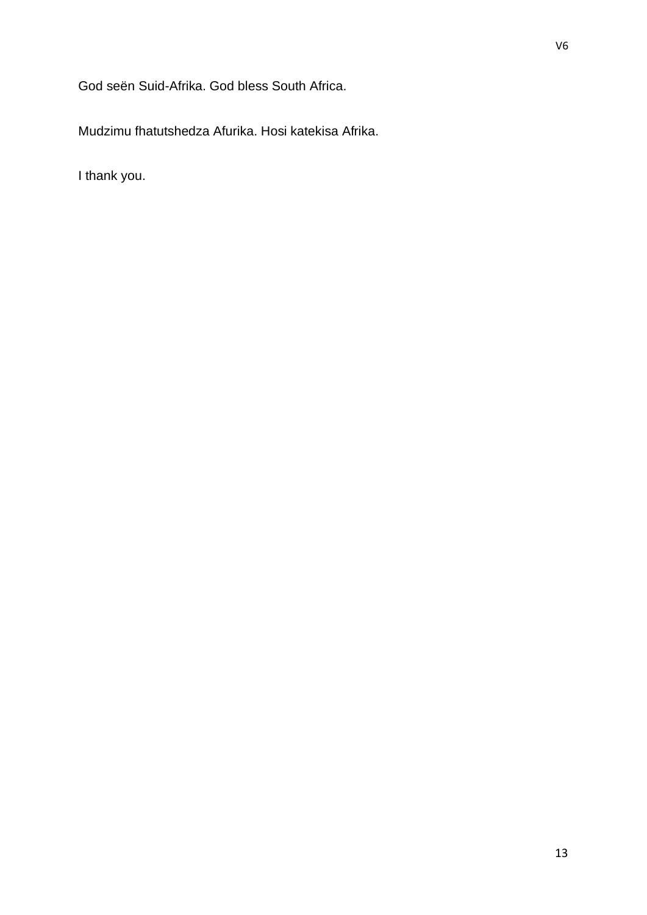God seën Suid-Afrika. God bless South Africa.

Mudzimu fhatutshedza Afurika. Hosi katekisa Afrika.

I thank you.